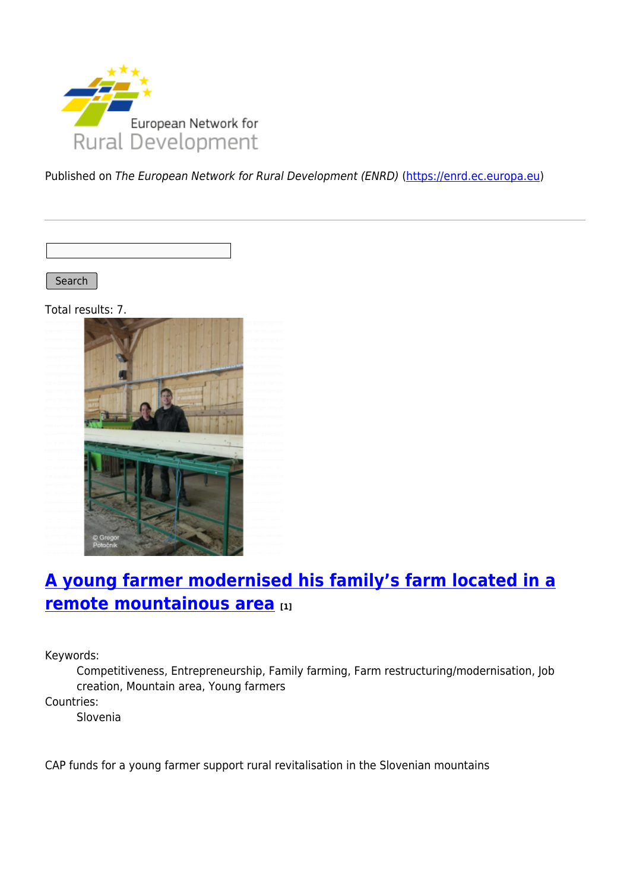European Network for Rural Development

Published on *The European Network for Rural Development (ENRD)* (https://enrd.ec.europa.eu)

Search

Total results: 7.

## A young farmer modernised his family's farm located in a remote mountainous area [1]

Keywords:
Competitiveness, Entrepreneurship, Family farming, Farm restructuring/modernisation, Job creation, Mountain area, Young farmers

Countries:
Slovenia

CAP funds for a young farmer support rural revitalisation in the Slovenian mountains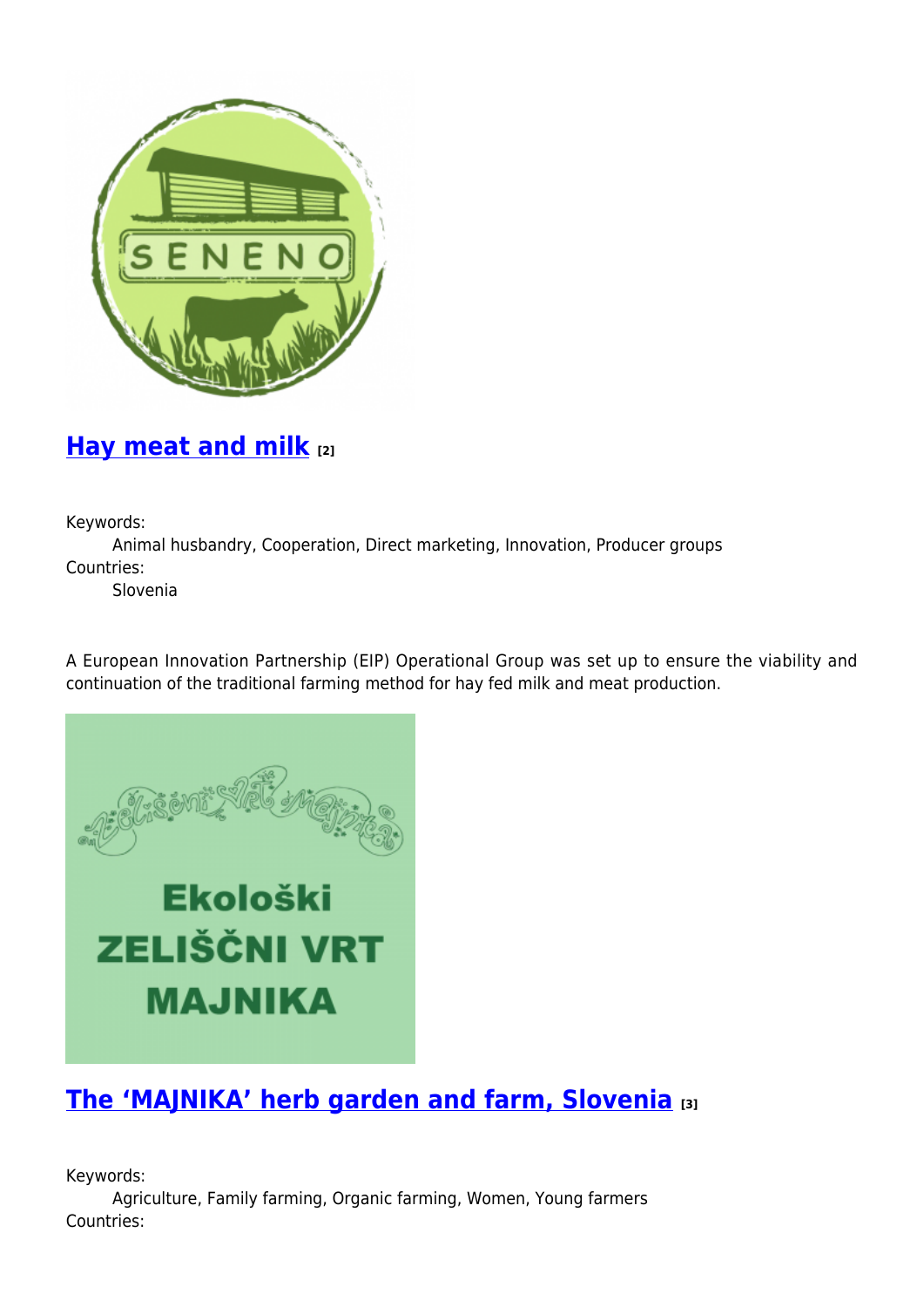## Hay meat and milk [2]

Keywords:
Animal husbandry, Cooperation, Direct marketing, Innovation, Producer groups

Countries:
Slovenia

A European Innovation Partnership (EIP) Operational Group was set up to ensure the viability and continuation of the traditional farming method for hay fed milk and meat production.

## The 'MAJNIKA' herb garden and farm, Slovenia [3]

Keywords:
Agriculture, Family farming, Organic farming, Women, Young farmers

Countries: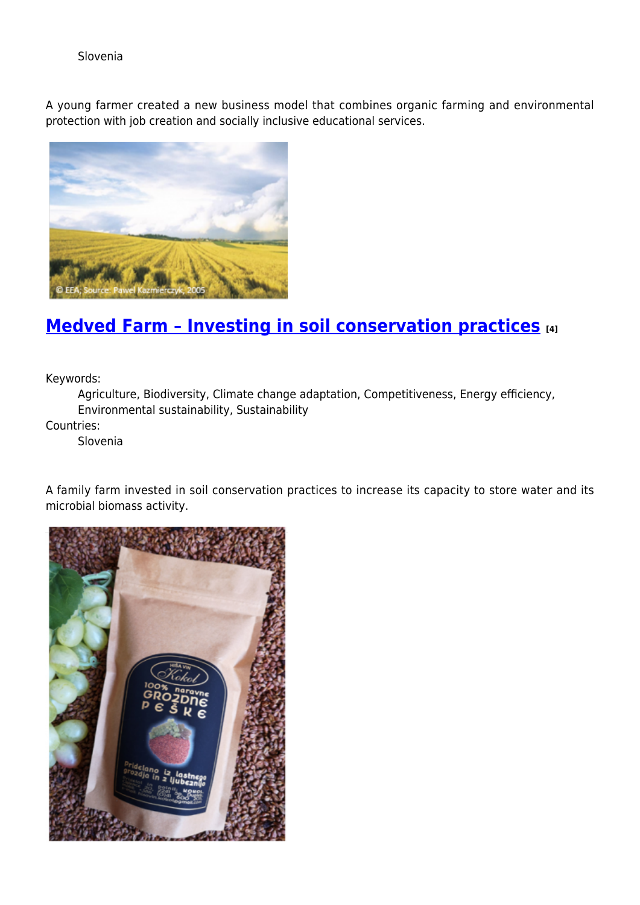Slovenia

A young farmer created a new business model that combines organic farming and environmental protection with job creation and socially inclusive educational services.

## [Medved Farm – Investing in soil conservation practices](#) [4]

Keywords:

Agriculture, Biodiversity, Climate change adaptation, Competitiveness, Energy efficiency, Environmental sustainability, Sustainability

Countries:

Slovenia

A family farm invested in soil conservation practices to increase its capacity to store water and its microbial biomass activity.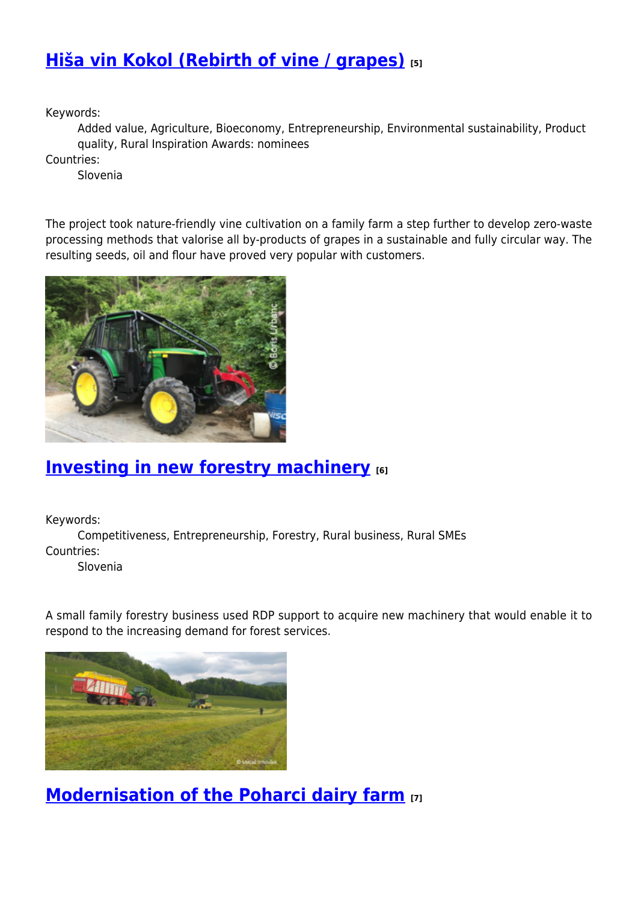## Hiša vin Kokol (Rebirth of vine / grapes) [5]

Keywords:

Added value, Agriculture, Bioeconomy, Entrepreneurship, Environmental sustainability, Product quality, Rural Inspiration Awards: nominees

Countries:

Slovenia

The project took nature-friendly vine cultivation on a family farm a step further to develop zero-waste processing methods that valorise all by-products of grapes in a sustainable and fully circular way. The resulting seeds, oil and flour have proved very popular with customers.

## Investing in new forestry machinery [6]

Keywords:

Competitiveness, Entrepreneurship, Forestry, Rural business, Rural SMEs

Countries:

Slovenia

A small family forestry business used RDP support to acquire new machinery that would enable it to respond to the increasing demand for forest services.

## Modernisation of the Poharci dairy farm [7]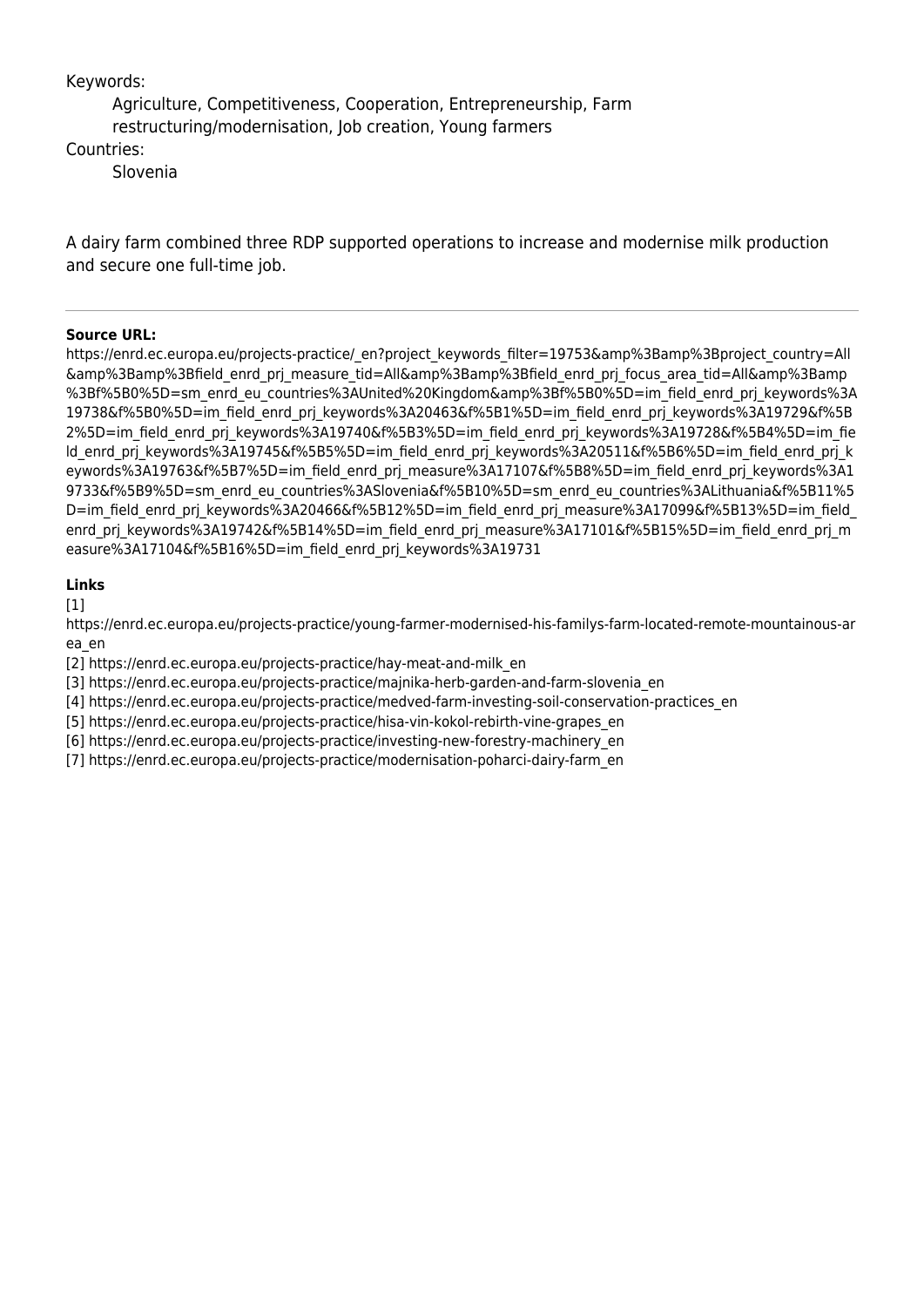Keywords:

Agriculture, Competitiveness, Cooperation, Entrepreneurship, Farm restructuring/modernisation, Job creation, Young farmers

Countries:

Slovenia

A dairy farm combined three RDP supported operations to increase and modernise milk production and secure one full-time job.

---

**Source URL:**
https://enrd.ec.europa.eu/projects-practice/_en?project_keywords_filter=19753&amp%3Bamp%3Bproject_country=All&amp%3Bamp%3Bfield_enrd_prj_measure_tid=All&amp%3Bamp%3Bfield_enrd_prj_focus_area_tid=All&amp%3Bamp%3Bf%5B0%5D=sm_enrd_eu_countries%3AUnited%20Kingdom&amp%3Bf%5B0%5D=im_field_enrd_prj_keywords%3A19738&f%5B0%5D=im_field_enrd_prj_keywords%3A20463&f%5B1%5D=im_field_enrd_prj_keywords%3A19729&f%5B2%5D=im_field_enrd_prj_keywords%3A19740&f%5B3%5D=im_field_enrd_prj_keywords%3A19728&f%5B4%5D=im_field_enrd_prj_keywords%3A19745&f%5B5%5D=im_field_enrd_prj_keywords%3A20511&f%5B6%5D=im_field_enrd_prj_keywords%3A19763&f%5B7%5D=im_field_enrd_prj_measure%3A17107&f%5B8%5D=im_field_enrd_prj_keywords%3A19733&f%5B9%5D=sm_enrd_eu_countries%3ASlovenia&f%5B10%5D=sm_enrd_eu_countries%3ALithuania&f%5B11%5D=im_field_enrd_prj_keywords%3A20466&f%5B12%5D=im_field_enrd_prj_measure%3A17099&f%5B13%5D=im_field_enrd_prj_keywords%3A19742&f%5B14%5D=im_field_enrd_prj_measure%3A17101&f%5B15%5D=im_field_enrd_prj_measure%3A17104&f%5B16%5D=im_field_enrd_prj_keywords%3A19731

**Links**

[1] https://enrd.ec.europa.eu/projects-practice/young-farmer-modernised-his-familys-farm-located-remote-mountainous-area_en
[2] https://enrd.ec.europa.eu/projects-practice/hay-meat-and-milk_en
[3] https://enrd.ec.europa.eu/projects-practice/majnika-herb-garden-and-farm-slovenia_en
[4] https://enrd.ec.europa.eu/projects-practice/medved-farm-investing-soil-conservation-practices_en
[5] https://enrd.ec.europa.eu/projects-practice/hisa-vin-kokol-rebirth-vine-grapes_en
[6] https://enrd.ec.europa.eu/projects-practice/investing-new-forestry-machinery_en
[7] https://enrd.ec.europa.eu/projects-practice/modernisation-poharci-dairy-farm_en